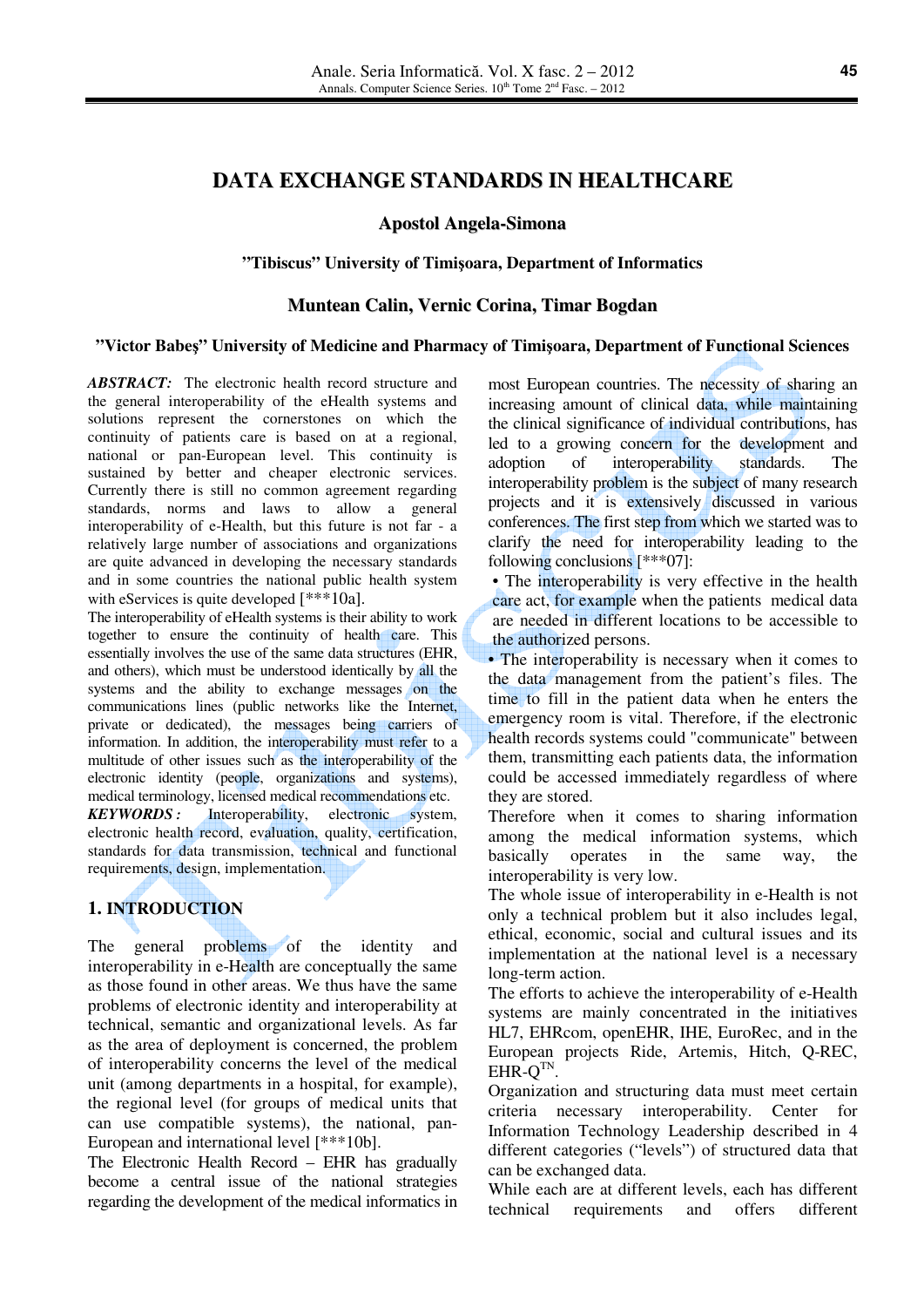# DATA EXCHANGE STANDARDS IN HEALTHCARE

**Apostol Angela-Simona**

**"Tibiscus" University of Timişoara, Department of Informatics**

**Muntean Calin, Vernic Corina, Timar Bogdan**

**"Victor Babeş" University of Medicine and Pharmacy of Timişoara, Department of Functional Sciences**

***ABSTRACT:*** The electronic health record structure and the general interoperability of the eHealth systems and solutions represent the cornerstones on which the continuity of patients care is based on at a regional, national or pan-European level. This continuity is sustained by better and cheaper electronic services. Currently there is still no common agreement regarding standards, norms and laws to allow a general interoperability of e-Health, but this future is not far - a relatively large number of associations and organizations are quite advanced in developing the necessary standards and in some countries the national public health system with eServices is quite developed [***10a].

The interoperability of eHealth systems is their ability to work together to ensure the continuity of health care. This essentially involves the use of the same data structures (EHR, and others), which must be understood identically by all the systems and the ability to exchange messages on the communications lines (public networks like the Internet, private or dedicated), the messages being carriers of information. In addition, the interoperability must refer to a multitude of other issues such as the interoperability of the electronic identity (people, organizations and systems), medical terminology, licensed medical recommendations etc.

***KEYWORDS:*** Interoperability, electronic system, electronic health record, evaluation, quality, certification, standards for data transmission, technical and functional requirements, design, implementation.

## 1. INTRODUCTION

The general problems of the identity and interoperability in e-Health are conceptually the same as those found in other areas. We thus have the same problems of electronic identity and interoperability at technical, semantic and organizational levels. As far as the area of deployment is concerned, the problem of interoperability concerns the level of the medical unit (among departments in a hospital, for example), the regional level (for groups of medical units that can use compatible systems), the national, pan-European and international level [***10b].

The Electronic Health Record – EHR has gradually become a central issue of the national strategies regarding the development of the medical informatics in most European countries. The necessity of sharing an increasing amount of clinical data, while maintaining the clinical significance of individual contributions, has led to a growing concern for the development and adoption of interoperability standards. The interoperability problem is the subject of many research projects and it is extensively discussed in various conferences. The first step from which we started was to clarify the need for interoperability leading to the following conclusions [***07]:

- The interoperability is very effective in the health care act, for example when the patients medical data are needed in different locations to be accessible to the authorized persons.
- The interoperability is necessary when it comes to the data management from the patient's files. The time to fill in the patient data when he enters the emergency room is vital. Therefore, if the electronic health records systems could "communicate" between them, transmitting each patients data, the information could be accessed immediately regardless of where they are stored.

Therefore when it comes to sharing information among the medical information systems, which basically operates in the same way, the interoperability is very low.

The whole issue of interoperability in e-Health is not only a technical problem but it also includes legal, ethical, economic, social and cultural issues and its implementation at the national level is a necessary long-term action.

The efforts to achieve the interoperability of e-Health systems are mainly concentrated in the initiatives HL7, EHRcom, openEHR, IHE, EuroRec, and in the European projects Ride, Artemis, Hitch, Q-REC, EHR-Q[TN].

Organization and structuring data must meet certain criteria necessary interoperability. Center for Information Technology Leadership described in 4 different categories ("levels") of structured data that can be exchanged data.

While each are at different levels, each has different technical requirements and offers different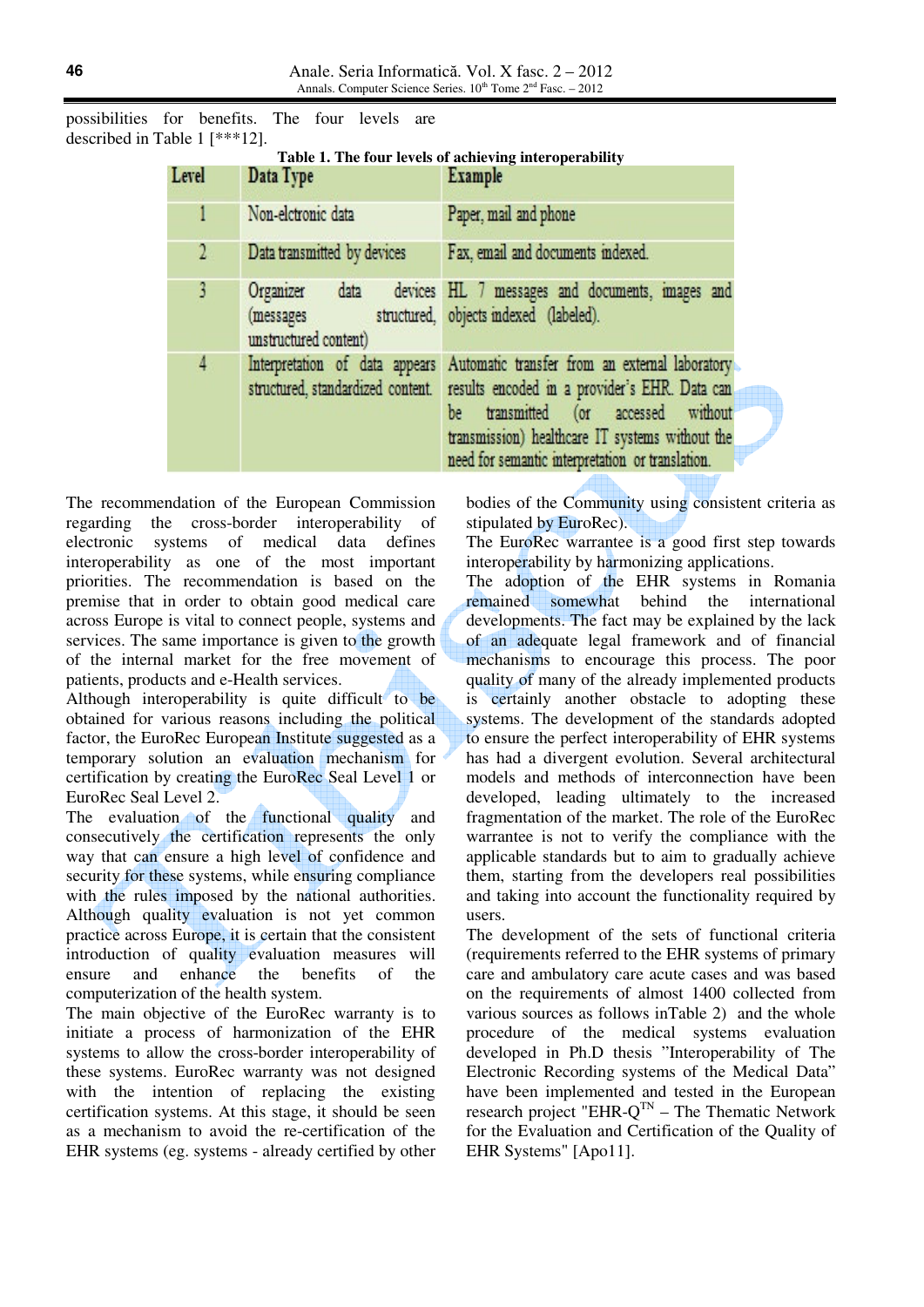possibilities for benefits. The four levels are described in Table 1 [***12].

**Table 1. The four levels of achieving interoperability**

| Level | Data Type | Example |
|---|---|---|
| 1 | Non-elctronic data | Paper, mail and phone |
| 2 | Data transmitted by devices | Fax, email and documents indexed. |
| 3 | Organizer data devices (messages structured, unstructured content) | HL 7 messages and documents, images and objects indexed (labeled). |
| 4 | Interpretation of data appears structured, standardized content. | Automatic transfer from an external laboratory results encoded in a provider's EHR. Data can be transmitted (or accessed without transmission) healthcare IT systems without the need for semantic interpretation or translation. |

The recommendation of the European Commission regarding the cross-border interoperability of electronic systems of medical data defines interoperability as one of the most important priorities. The recommendation is based on the premise that in order to obtain good medical care across Europe is vital to connect people, systems and services. The same importance is given to the growth of the internal market for the free movement of patients, products and e-Health services.

Although interoperability is quite difficult to be obtained for various reasons including the political factor, the EuroRec European Institute suggested as a temporary solution an evaluation mechanism for certification by creating the EuroRec Seal Level 1 or EuroRec Seal Level 2.

The evaluation of the functional quality and consecutively the certification represents the only way that can ensure a high level of confidence and security for these systems, while ensuring compliance with the rules imposed by the national authorities. Although quality evaluation is not yet common practice across Europe, it is certain that the consistent introduction of quality evaluation measures will ensure and enhance the benefits of the computerization of the health system.

The main objective of the EuroRec warranty is to initiate a process of harmonization of the EHR systems to allow the cross-border interoperability of these systems. EuroRec warranty was not designed with the intention of replacing the existing certification systems. At this stage, it should be seen as a mechanism to avoid the re-certification of the EHR systems (eg. systems - already certified by other bodies of the Community using consistent criteria as stipulated by EuroRec).

The EuroRec warrantee is a good first step towards interoperability by harmonizing applications.

The adoption of the EHR systems in Romania remained somewhat behind the international developments. The fact may be explained by the lack of an adequate legal framework and of financial mechanisms to encourage this process. The poor quality of many of the already implemented products is certainly another obstacle to adopting these systems. The development of the standards adopted to ensure the perfect interoperability of EHR systems has had a divergent evolution. Several architectural models and methods of interconnection have been developed, leading ultimately to the increased fragmentation of the market. The role of the EuroRec warrantee is not to verify the compliance with the applicable standards but to aim to gradually achieve them, starting from the developers real possibilities and taking into account the functionality required by users.

The development of the sets of functional criteria (requirements referred to the EHR systems of primary care and ambulatory care acute cases and was based on the requirements of almost 1400 collected from various sources as follows inTable 2) and the whole procedure of the medical systems evaluation developed in Ph.D thesis "Interoperability of The Electronic Recording systems of the Medical Data" have been implemented and tested in the European research project "EHR-Q[TN] – The Thematic Network for the Evaluation and Certification of the Quality of EHR Systems" [Apo11].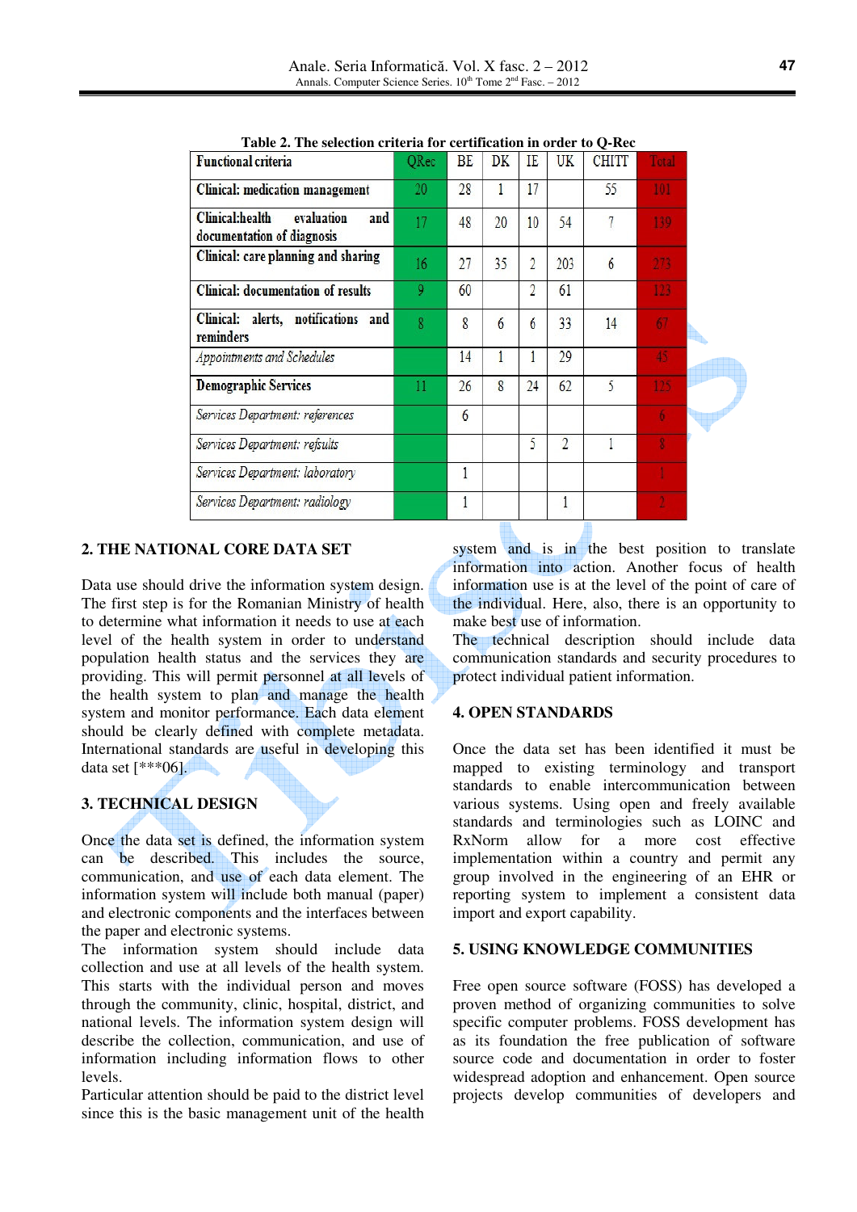**Table 2. The selection criteria for certification in order to Q-Rec**

| Functional criteria | QRec | BE | DK | IE | UK | CHITT | Total |
|---|---|---|---|---|---|---|---|
| Clinical: medication management | 20 | 28 | 1 | 17 | | 55 | 101 |
| Clinical:health evaluation and documentation of diagnosis | 17 | 48 | 20 | 10 | 54 | 7 | 139 |
| Clinical: care planning and sharing | 16 | 27 | 35 | 2 | 203 | 6 | 273 |
| Clinical: documentation of results | 9 | 60 | | 2 | 61 | | 123 |
| Clinical: alerts, notifications and reminders | 8 | 8 | 6 | 6 | 33 | 14 | 67 |
| *Appointments and Schedules* | | 14 | 1 | 1 | 29 | | 45 |
| Demographic Services | 11 | 26 | 8 | 24 | 62 | 5 | 125 |
| *Services Department: references* | | 6 | | | | | 6 |
| *Services Department: refsults* | | | | 5 | 2 | 1 | 8 |
| *Services Department: laboratory* | | 1 | | | | | 1 |
| *Services Department: radiology* | | 1 | | | 1 | | 2 |

## 2. THE NATIONAL CORE DATA SET

Data use should drive the information system design. The first step is for the Romanian Ministry of health to determine what information it needs to use at each level of the health system in order to understand population health status and the services they are providing. This will permit personnel at all levels of the health system to plan and manage the health system and monitor performance. Each data element should be clearly defined with complete metadata. International standards are useful in developing this data set [***06].

## 3. TECHNICAL DESIGN

Once the data set is defined, the information system can be described. This includes the source, communication, and use of each data element. The information system will include both manual (paper) and electronic components and the interfaces between the paper and electronic systems.

The information system should include data collection and use at all levels of the health system. This starts with the individual person and moves through the community, clinic, hospital, district, and national levels. The information system design will describe the collection, communication, and use of information including information flows to other levels.

Particular attention should be paid to the district level since this is the basic management unit of the health system and is in the best position to translate information into action. Another focus of health information use is at the level of the point of care of the individual. Here, also, there is an opportunity to make best use of information.

The technical description should include data communication standards and security procedures to protect individual patient information.

## 4. OPEN STANDARDS

Once the data set has been identified it must be mapped to existing terminology and transport standards to enable intercommunication between various systems. Using open and freely available standards and terminologies such as LOINC and RxNorm allow for a more cost effective implementation within a country and permit any group involved in the engineering of an EHR or reporting system to implement a consistent data import and export capability.

## 5. USING KNOWLEDGE COMMUNITIES

Free open source software (FOSS) has developed a proven method of organizing communities to solve specific computer problems. FOSS development has as its foundation the free publication of software source code and documentation in order to foster widespread adoption and enhancement. Open source projects develop communities of developers and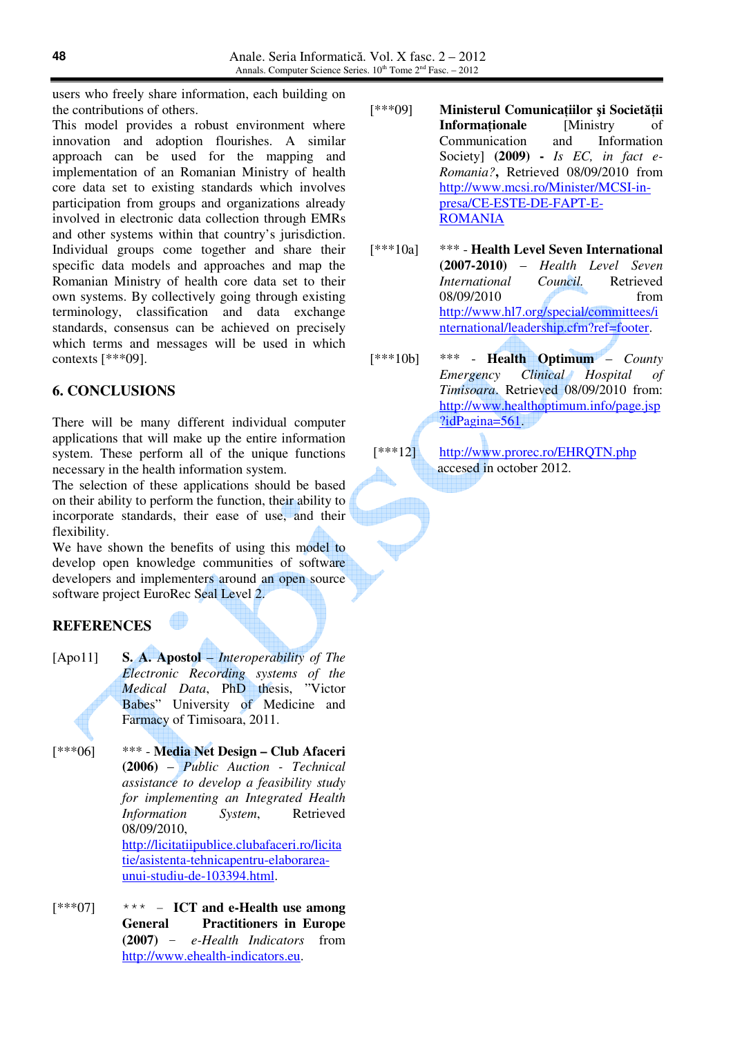users who freely share information, each building on the contributions of others.

This model provides a robust environment where innovation and adoption flourishes. A similar approach can be used for the mapping and implementation of an Romanian Ministry of health core data set to existing standards which involves participation from groups and organizations already involved in electronic data collection through EMRs and other systems within that country's jurisdiction. Individual groups come together and share their specific data models and approaches and map the Romanian Ministry of health core data set to their own systems. By collectively going through existing terminology, classification and data exchange standards, consensus can be achieved on precisely which terms and messages will be used in which contexts [***09].

## 6. CONCLUSIONS

There will be many different individual computer applications that will make up the entire information system. These perform all of the unique functions necessary in the health information system.

The selection of these applications should be based on their ability to perform the function, their ability to incorporate standards, their ease of use, and their flexibility.

We have shown the benefits of using this model to develop open knowledge communities of software developers and implementers around an open source software project EuroRec Seal Level 2.

## REFERENCES

[Apo11] **S. A. Apostol** – *Interoperability of The Electronic Recording systems of the Medical Data*, PhD thesis, "Victor Babes" University of Medicine and Farmacy of Timisoara, 2011.

[***06] *** - **Media Net Design – Club Afaceri (2006)** – *Public Auction - Technical assistance to develop a feasibility study for implementing an Integrated Health Information System*, Retrieved 08/09/2010, http://licitatiipublice.clubafaceri.ro/licitatie/asistenta-tehnicapentru-elaborarea-unui-studiu-de-103394.html.

[***07] *** – **ICT and e-Health use among General Practitioners in Europe (2007)** – *e-Health Indicators* from http://www.ehealth-indicators.eu.

[***09] **Ministerul Comunicațiilor și Societății Informaționale** [Ministry of Communication and Information Society] **(2009)** - *Is EC, in fact e-Romania?***,** Retrieved 08/09/2010 from http://www.mcsi.ro/Minister/MCSI-in-presa/CE-ESTE-DE-FAPT-E-ROMANIA

[***10a] *** - **Health Level Seven International (2007-2010)** – *Health Level Seven International Council.* Retrieved 08/09/2010 from http://www.hl7.org/special/committees/international/leadership.cfm?ref=footer.

[***10b] *** - **Health Optimum** – *County Emergency Clinical Hospital of Timisoara*. Retrieved 08/09/2010 from: http://www.healthoptimum.info/page.jsp?idPagina=561.

[***12] http://www.prorec.ro/EHRQTN.php accesed in october 2012.